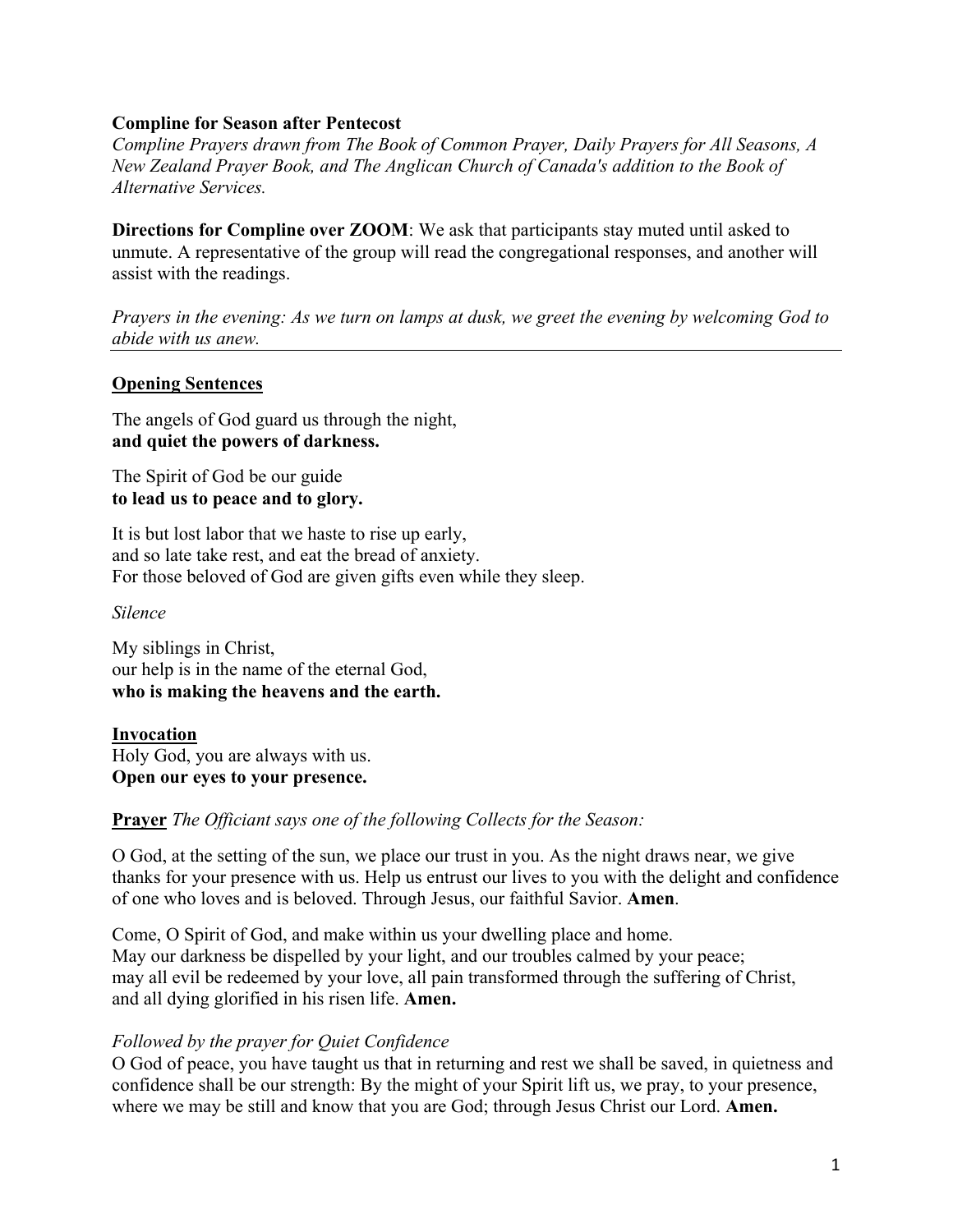**Compline for Season after Pentecost**

*Compline Prayers drawn from The Book of Common Prayer, Daily Prayers for All Seasons, A New Zealand Prayer Book, and The Anglican Church of Canada's addition to the Book of Alternative Services.*

**Directions for Compline over ZOOM**: We ask that participants stay muted until asked to unmute. A representative of the group will read the congregational responses, and another will assist with the readings.

*Prayers in the evening: As we turn on lamps at dusk, we greet the evening by welcoming God to abide with us anew.*

---

**Opening Sentences**

The angels of God guard us through the night,
**and quiet the powers of darkness.**

The Spirit of God be our guide
**to lead us to peace and to glory.**

It is but lost labor that we haste to rise up early,
and so late take rest, and eat the bread of anxiety.
For those beloved of God are given gifts even while they sleep.

*Silence*

My siblings in Christ,
our help is in the name of the eternal God,
**who is making the heavens and the earth.**

**Invocation**
Holy God, you are always with us.
**Open our eyes to your presence.**

**Prayer** *The Officiant says one of the following Collects for the Season:*

O God, at the setting of the sun, we place our trust in you. As the night draws near, we give thanks for your presence with us. Help us entrust our lives to you with the delight and confidence of one who loves and is beloved. Through Jesus, our faithful Savior. **Amen**.

Come, O Spirit of God, and make within us your dwelling place and home.
May our darkness be dispelled by your light, and our troubles calmed by your peace;
may all evil be redeemed by your love, all pain transformed through the suffering of Christ,
and all dying glorified in his risen life. **Amen.**

*Followed by the prayer for Quiet Confidence*
O God of peace, you have taught us that in returning and rest we shall be saved, in quietness and confidence shall be our strength: By the might of your Spirit lift us, we pray, to your presence, where we may be still and know that you are God; through Jesus Christ our Lord. **Amen.**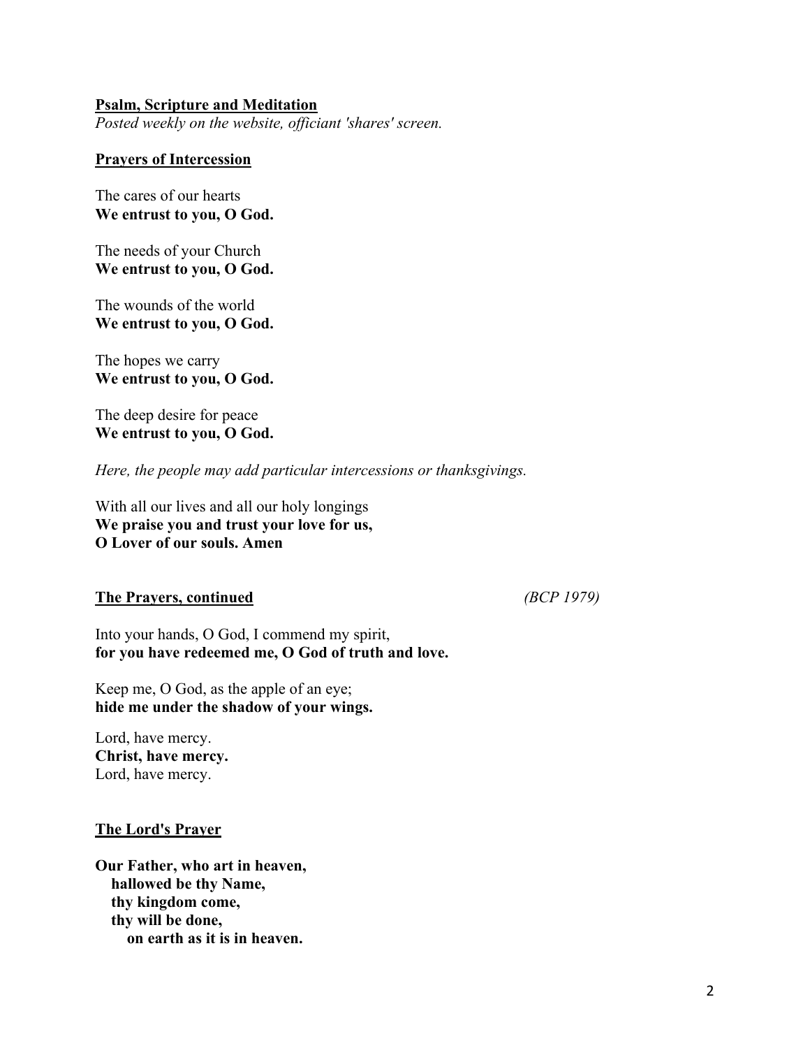**Psalm, Scripture and Meditation**

*Posted weekly on the website, officiant 'shares' screen.*

**Prayers of Intercession**

The cares of our hearts
**We entrust to you, O God.**

The needs of your Church
**We entrust to you, O God.**

The wounds of the world
**We entrust to you, O God.**

The hopes we carry
**We entrust to you, O God.**

The deep desire for peace
**We entrust to you, O God.**

*Here, the people may add particular intercessions or thanksgivings.*

With all our lives and all our holy longings
**We praise you and trust your love for us,**
**O Lover of our souls. Amen**

**The Prayers, continued** *(BCP 1979)*

Into your hands, O God, I commend my spirit,
**for you have redeemed me, O God of truth and love.**

Keep me, O God, as the apple of an eye;
**hide me under the shadow of your wings.**

Lord, have mercy.
**Christ, have mercy.**
Lord, have mercy.

**The Lord's Prayer**

**Our Father, who art in heaven,**
**hallowed be thy Name,**
**thy kingdom come,**
**thy will be done,**
**on earth as it is in heaven.**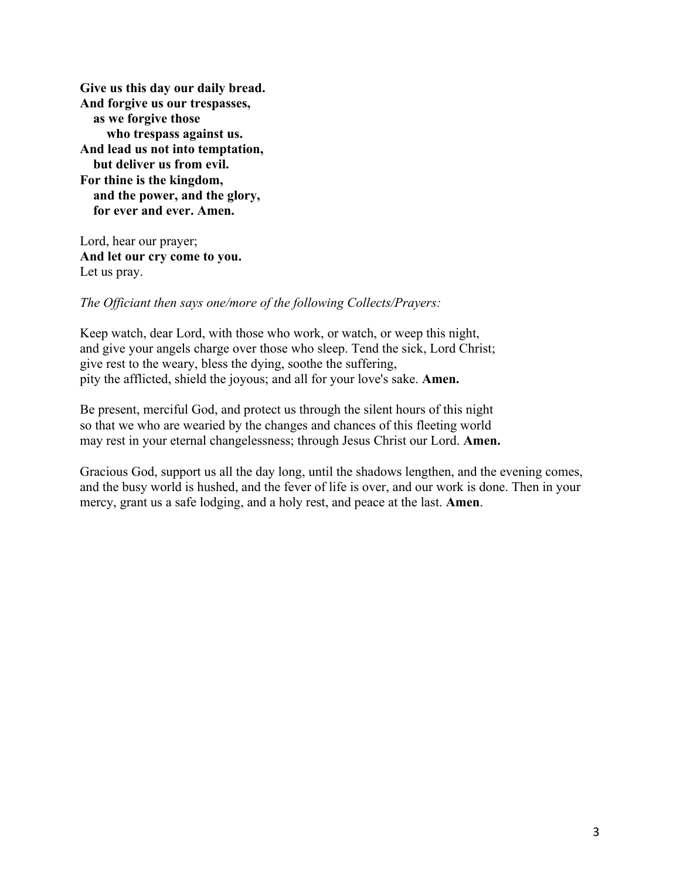**Give us this day our daily bread.**
**And forgive us our trespasses,**
**as we forgive those**
**who trespass against us.**
**And lead us not into temptation,**
**but deliver us from evil.**
**For thine is the kingdom,**
**and the power, and the glory,**
**for ever and ever. Amen.**

Lord, hear our prayer;
**And let our cry come to you.**
Let us pray.

*The Officiant then says one/more of the following Collects/Prayers:*

Keep watch, dear Lord, with those who work, or watch, or weep this night,
and give your angels charge over those who sleep. Tend the sick, Lord Christ;
give rest to the weary, bless the dying, soothe the suffering,
pity the afflicted, shield the joyous; and all for your love's sake. **Amen.**

Be present, merciful God, and protect us through the silent hours of this night
so that we who are wearied by the changes and chances of this fleeting world
may rest in your eternal changelessness; through Jesus Christ our Lord. **Amen.**

Gracious God, support us all the day long, until the shadows lengthen, and the evening comes, and the busy world is hushed, and the fever of life is over, and our work is done. Then in your mercy, grant us a safe lodging, and a holy rest, and peace at the last. **Amen**.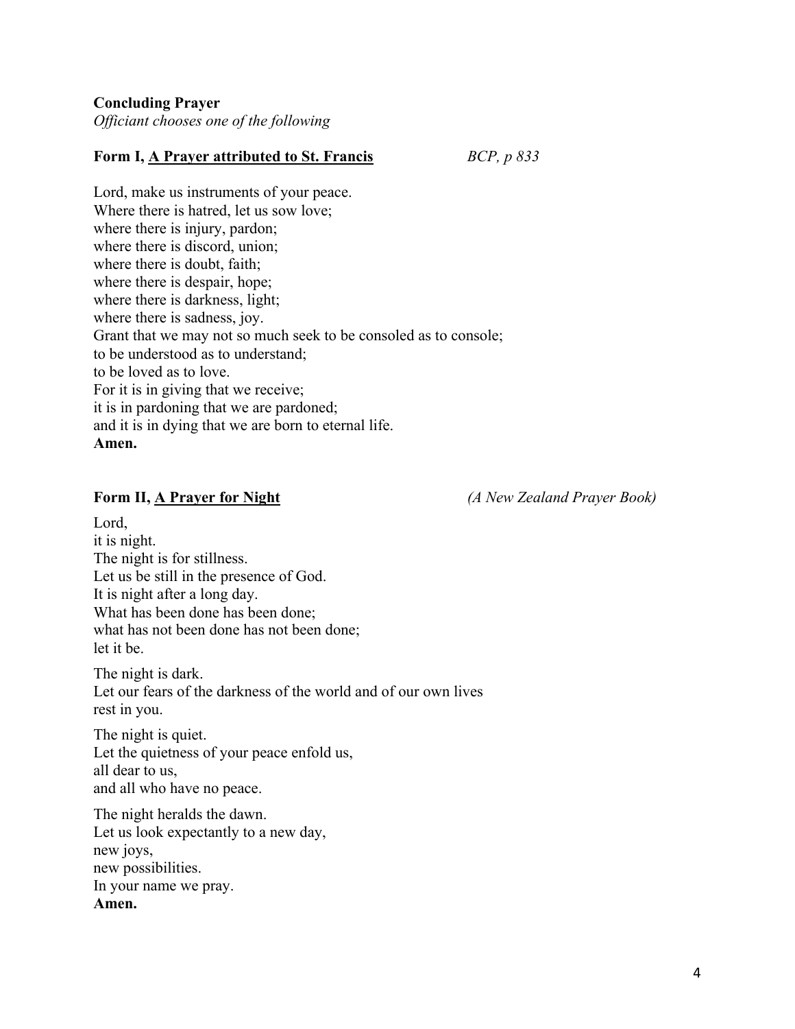**Concluding Prayer**
*Officiant chooses one of the following*

**Form I, A Prayer attributed to St. Francis** *BCP, p 833*

Lord, make us instruments of your peace.
Where there is hatred, let us sow love;
where there is injury, pardon;
where there is discord, union;
where there is doubt, faith;
where there is despair, hope;
where there is darkness, light;
where there is sadness, joy.
Grant that we may not so much seek to be consoled as to console;
to be understood as to understand;
to be loved as to love.
For it is in giving that we receive;
it is in pardoning that we are pardoned;
and it is in dying that we are born to eternal life.
**Amen.**

**Form II, A Prayer for Night** *(A New Zealand Prayer Book)*

Lord,
it is night.
The night is for stillness.
Let us be still in the presence of God.
It is night after a long day.
What has been done has been done;
what has not been done has not been done;
let it be.

The night is dark.
Let our fears of the darkness of the world and of our own lives
rest in you.

The night is quiet.
Let the quietness of your peace enfold us,
all dear to us,
and all who have no peace.

The night heralds the dawn.
Let us look expectantly to a new day,
new joys,
new possibilities.
In your name we pray.
**Amen.**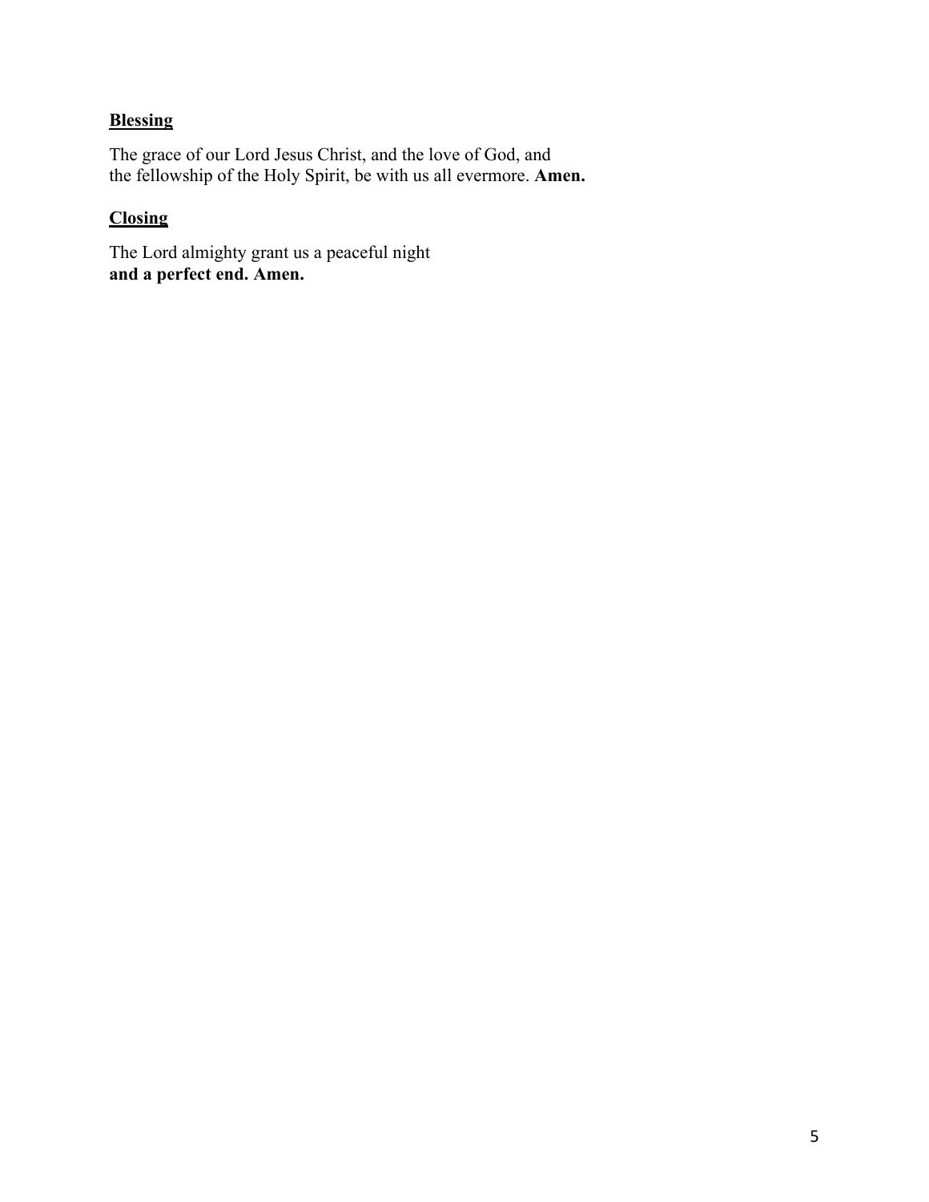**<u>Blessing</u>**

The grace of our Lord Jesus Christ, and the love of God, and
the fellowship of the Holy Spirit, be with us all evermore. **Amen.**

**<u>Closing</u>**

The Lord almighty grant us a peaceful night
**and a perfect end. Amen.**